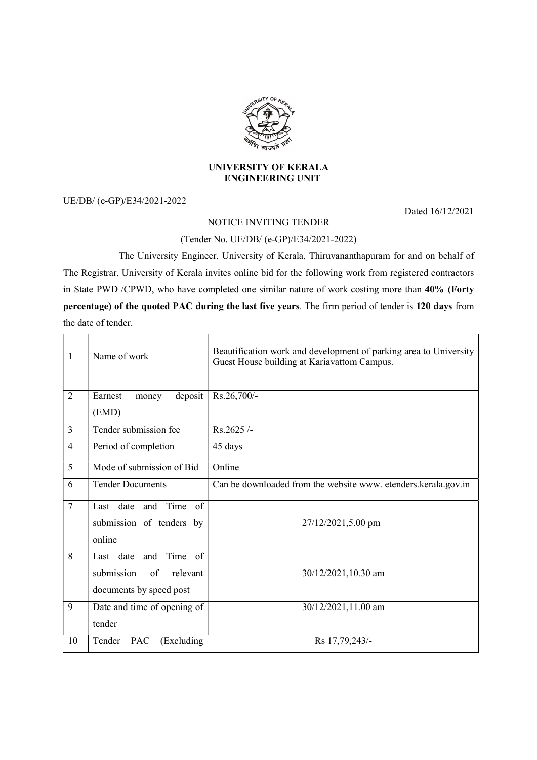**UNIVERSITY OF KERALA**
**ENGINEERING UNIT**

UE/DB/ (e-GP)/E34/2021-2022

Dated 16/12/2021

NOTICE INVITING TENDER

(Tender No. UE/DB/ (e-GP)/E34/2021-2022)

The University Engineer, University of Kerala, Thiruvananthapuram for and on behalf of The Registrar, University of Kerala invites online bid for the following work from registered contractors in State PWD /CPWD, who have completed one similar nature of work costing more than **40% (Forty percentage) of the quoted PAC during the last five years**. The firm period of tender is **120 days** from the date of tender.

| | | |
|---|---|---|
| 1 | Name of work | Beautification work and development of parking area to University Guest House building at Kariavattom Campus. |
| 2 | Earnest money deposit (EMD) | Rs.26,700/- |
| 3 | Tender submission fee | Rs.2625 /- |
| 4 | Period of completion | 45 days |
| 5 | Mode of submission of Bid | Online |
| 6 | Tender Documents | Can be downloaded from the website www. etenders.kerala.gov.in |
| 7 | Last date and Time of submission of tenders by online | 27/12/2021,5.00 pm |
| 8 | Last date and Time of submission of relevant documents by speed post | 30/12/2021,10.30 am |
| 9 | Date and time of opening of tender | 30/12/2021,11.00 am |
| 10 | Tender PAC (Excluding | Rs 17,79,243/- |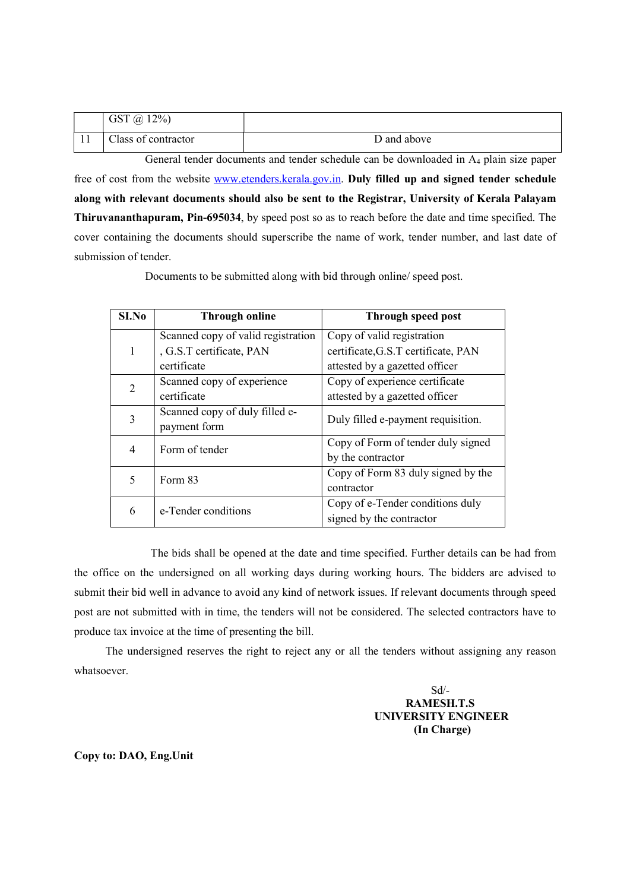| | | |
|---|---|---|
| | GST @ 12%) | |
| 11 | Class of contractor | D and above |

General tender documents and tender schedule can be downloaded in $A_4$ plain size paper free of cost from the website www.etenders.kerala.gov.in. **Duly filled up and signed tender schedule along with relevant documents should also be sent to the Registrar, University of Kerala Palayam Thiruvananthapuram, Pin-695034**, by speed post so as to reach before the date and time specified. The cover containing the documents should superscribe the name of work, tender number, and last date of submission of tender.

Documents to be submitted along with bid through online/ speed post.

| SI.No | Through online | Through speed post |
|---|---|---|
| 1 | Scanned copy of valid registration , G.S.T certificate, PAN certificate | Copy of valid registration certificate,G.S.T certificate, PAN attested by a gazetted officer |
| 2 | Scanned copy of experience certificate | Copy of experience certificate attested by a gazetted officer |
| 3 | Scanned copy of duly filled e-payment form | Duly filled e-payment requisition. |
| 4 | Form of tender | Copy of Form of tender duly signed by the contractor |
| 5 | Form 83 | Copy of Form 83 duly signed by the contractor |
| 6 | e-Tender conditions | Copy of e-Tender conditions duly signed by the contractor |

The bids shall be opened at the date and time specified. Further details can be had from the office on the undersigned on all working days during working hours. The bidders are advised to submit their bid well in advance to avoid any kind of network issues. If relevant documents through speed post are not submitted with in time, the tenders will not be considered. The selected contractors have to produce tax invoice at the time of presenting the bill.

The undersigned reserves the right to reject any or all the tenders without assigning any reason whatsoever.

Sd/-
**RAMESH.T.S**
**UNIVERSITY ENGINEER**
**(In Charge)**

**Copy to: DAO, Eng.Unit**